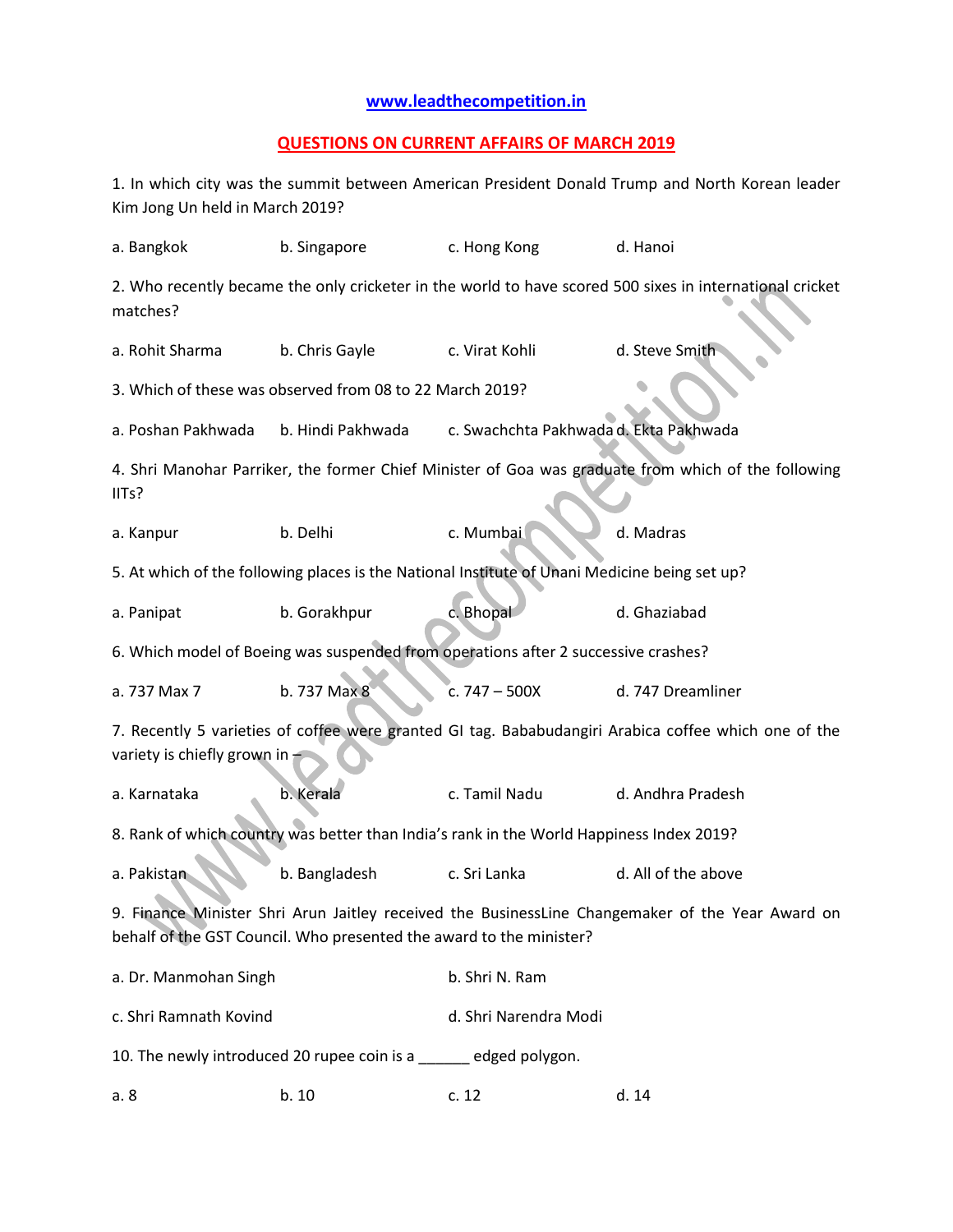www.leadthecompetition.in

## QUESTIONS ON CURRENT AFFAIRS OF MARCH 2019

1. In which city was the summit between American President Donald Trump and North Korean leader Kim Jong Un held in March 2019?

a. Bangkok　　b. Singapore　　c. Hong Kong　　d. Hanoi

2. Who recently became the only cricketer in the world to have scored 500 sixes in international cricket matches?

a. Rohit Sharma　　b. Chris Gayle　　c. Virat Kohli　　d. Steve Smith

3. Which of these was observed from 08 to 22 March 2019?

a. Poshan Pakhwada　　b. Hindi Pakhwada　　c. Swachchta Pakhwada　　d. Ekta Pakhwada

4. Shri Manohar Parriker, the former Chief Minister of Goa was graduate from which of the following IITs?

a. Kanpur　　b. Delhi　　c. Mumbai　　d. Madras

5. At which of the following places is the National Institute of Unani Medicine being set up?

a. Panipat　　b. Gorakhpur　　c. Bhopal　　d. Ghaziabad

6. Which model of Boeing was suspended from operations after 2 successive crashes?

a. 737 Max 7　　b. 737 Max 8　　c. 747 – 500X　　d. 747 Dreamliner

7. Recently 5 varieties of coffee were granted GI tag. Bababudangiri Arabica coffee which one of the variety is chiefly grown in –

a. Karnataka　　b. Kerala　　c. Tamil Nadu　　d. Andhra Pradesh

8. Rank of which country was better than India's rank in the World Happiness Index 2019?

a. Pakistan　　b. Bangladesh　　c. Sri Lanka　　d. All of the above

9. Finance Minister Shri Arun Jaitley received the BusinessLine Changemaker of the Year Award on behalf of the GST Council. Who presented the award to the minister?

a. Dr. Manmohan Singh　　b. Shri N. Ram

c. Shri Ramnath Kovind　　d. Shri Narendra Modi

10. The newly introduced 20 rupee coin is a ______ edged polygon.

a. 8　　b. 10　　c. 12　　d. 14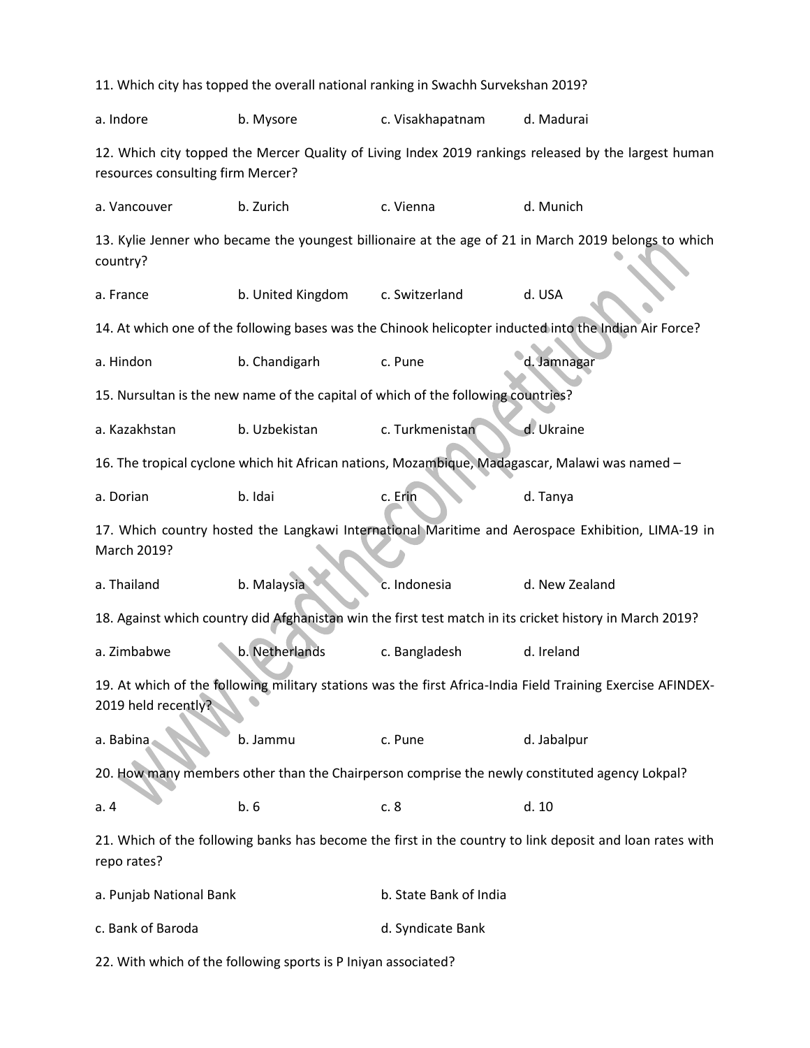11. Which city has topped the overall national ranking in Swachh Survekshan 2019?

a. Indore b. Mysore c. Visakhapatnam d. Madurai

12. Which city topped the Mercer Quality of Living Index 2019 rankings released by the largest human resources consulting firm Mercer?

a. Vancouver b. Zurich c. Vienna d. Munich

13. Kylie Jenner who became the youngest billionaire at the age of 21 in March 2019 belongs to which country?

a. France b. United Kingdom c. Switzerland d. USA

14. At which one of the following bases was the Chinook helicopter inducted into the Indian Air Force?

a. Hindon b. Chandigarh c. Pune d. Jamnagar

15. Nursultan is the new name of the capital of which of the following countries?

a. Kazakhstan b. Uzbekistan c. Turkmenistan d. Ukraine

16. The tropical cyclone which hit African nations, Mozambique, Madagascar, Malawi was named –

a. Dorian b. Idai c. Erin d. Tanya

17. Which country hosted the Langkawi International Maritime and Aerospace Exhibition, LIMA-19 in March 2019?

a. Thailand b. Malaysia c. Indonesia d. New Zealand

18. Against which country did Afghanistan win the first test match in its cricket history in March 2019?

a. Zimbabwe b. Netherlands c. Bangladesh d. Ireland

19. At which of the following military stations was the first Africa-India Field Training Exercise AFINDEX-2019 held recently?

a. Babina b. Jammu c. Pune d. Jabalpur

20. How many members other than the Chairperson comprise the newly constituted agency Lokpal?

a. 4 b. 6 c. 8 d. 10

21. Which of the following banks has become the first in the country to link deposit and loan rates with repo rates?

a. Punjab National Bank b. State Bank of India

c. Bank of Baroda d. Syndicate Bank

22. With which of the following sports is P Iniyan associated?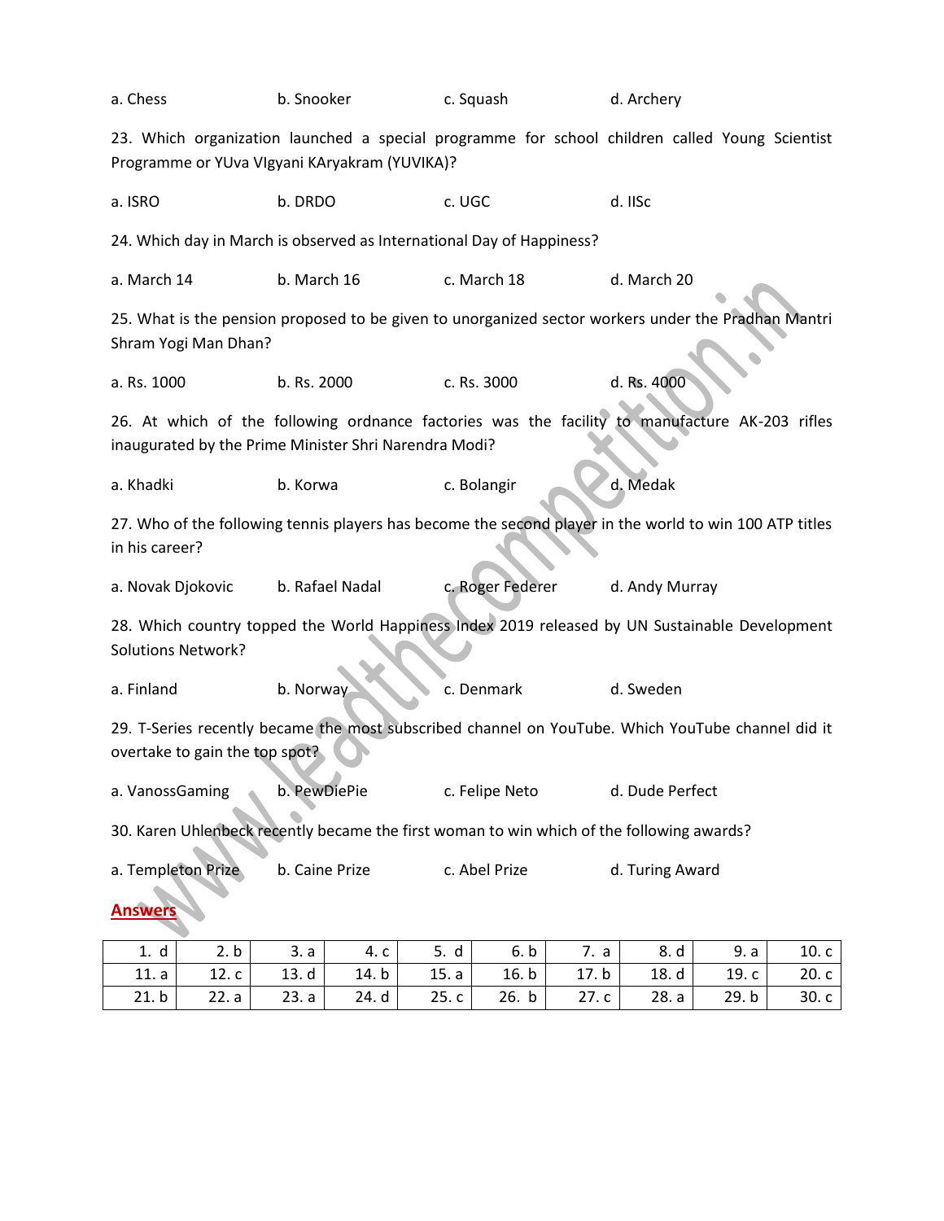a. Chess	b. Snooker	c. Squash	d. Archery

23. Which organization launched a special programme for school children called Young Scientist Programme or YUva VIgyani KAryakram (YUVIKA)?

a. ISRO	b. DRDO	c. UGC	d. IISc

24. Which day in March is observed as International Day of Happiness?

a. March 14	b. March 16	c. March 18	d. March 20

25. What is the pension proposed to be given to unorganized sector workers under the Pradhan Mantri Shram Yogi Man Dhan?

a. Rs. 1000	b. Rs. 2000	c. Rs. 3000	d. Rs. 4000

26. At which of the following ordnance factories was the facility to manufacture AK-203 rifles inaugurated by the Prime Minister Shri Narendra Modi?

a. Khadki	b. Korwa	c. Bolangir	d. Medak

27. Who of the following tennis players has become the second player in the world to win 100 ATP titles in his career?

a. Novak Djokovic	b. Rafael Nadal	c. Roger Federer	d. Andy Murray

28. Which country topped the World Happiness Index 2019 released by UN Sustainable Development Solutions Network?

a. Finland	b. Norway	c. Denmark	d. Sweden

29. T-Series recently became the most subscribed channel on YouTube. Which YouTube channel did it overtake to gain the top spot?

a. VanossGaming	b. PewDiePie	c. Felipe Neto	d. Dude Perfect

30. Karen Uhlenbeck recently became the first woman to win which of the following awards?

a. Templeton Prize	b. Caine Prize	c. Abel Prize	d. Turing Award

**Answers**

| | | | | | | | | | |
|---|---|---|---|---|---|---|---|---|---|
| 1. d | 2. b | 3. a | 4. c | 5. d | 6. b | 7. a | 8. d | 9. a | 10. c |
| 11. a | 12. c | 13. d | 14. b | 15. a | 16. b | 17. b | 18. d | 19. c | 20. c |
| 21. b | 22. a | 23. a | 24. d | 25. c | 26. b | 27. c | 28. a | 29. b | 30. c |